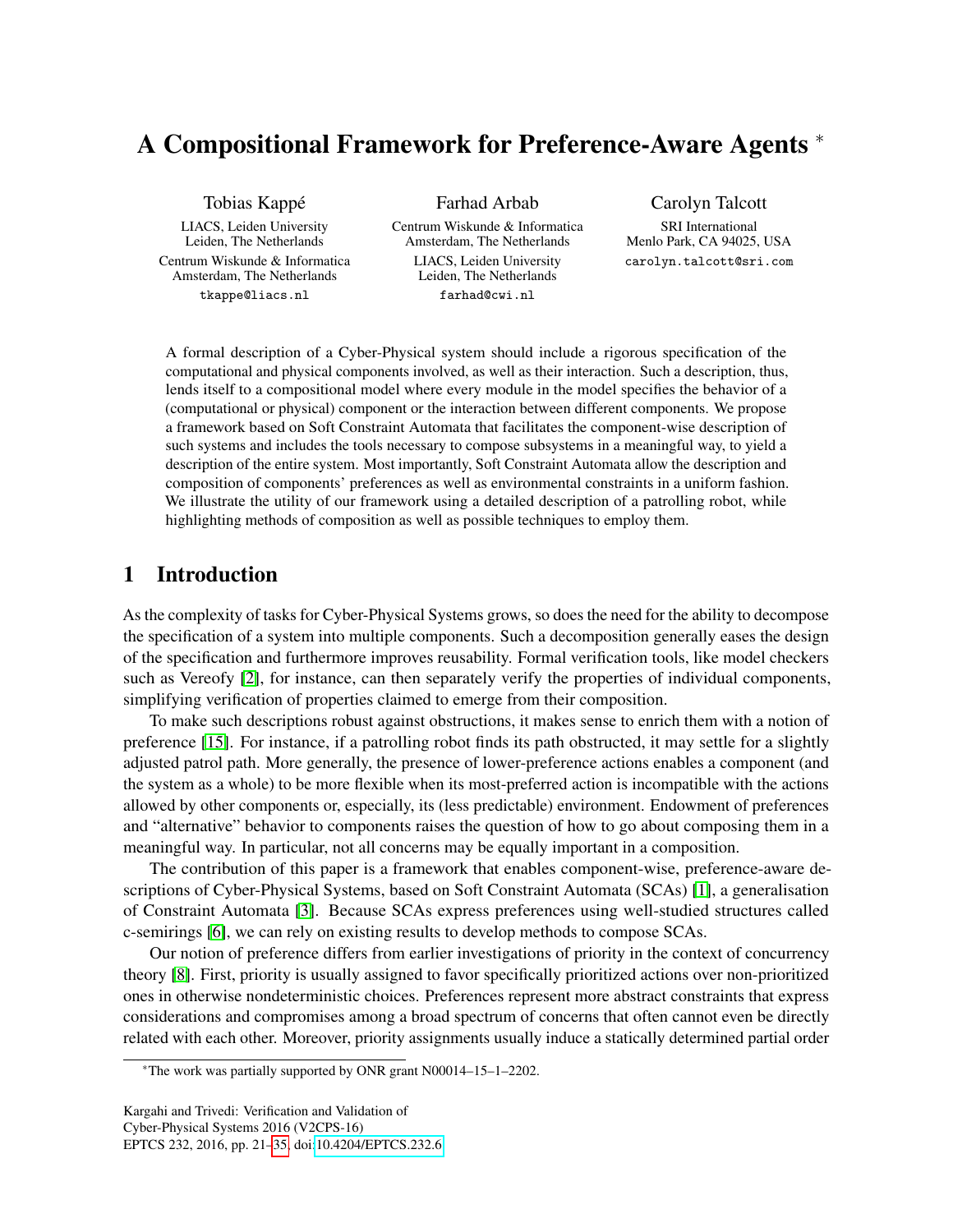# A Compositional Framework for Preference-Aware Agents *

Tobias Kappé
LIACS, Leiden University
Leiden, The Netherlands
Centrum Wiskunde & Informatica
Amsterdam, The Netherlands
tkappe@liacs.nl

Farhad Arbab
Centrum Wiskunde & Informatica
Amsterdam, The Netherlands
LIACS, Leiden University
Leiden, The Netherlands
farhad@cwi.nl

Carolyn Talcott
SRI International
Menlo Park, CA 94025, USA
carolyn.talcott@sri.com

A formal description of a Cyber-Physical system should include a rigorous specification of the computational and physical components involved, as well as their interaction. Such a description, thus, lends itself to a compositional model where every module in the model specifies the behavior of a (computational or physical) component or the interaction between different components. We propose a framework based on Soft Constraint Automata that facilitates the component-wise description of such systems and includes the tools necessary to compose subsystems in a meaningful way, to yield a description of the entire system. Most importantly, Soft Constraint Automata allow the description and composition of components' preferences as well as environmental constraints in a uniform fashion. We illustrate the utility of our framework using a detailed description of a patrolling robot, while highlighting methods of composition as well as possible techniques to employ them.

## 1 Introduction

As the complexity of tasks for Cyber-Physical Systems grows, so does the need for the ability to decompose the specification of a system into multiple components. Such a decomposition generally eases the design of the specification and furthermore improves reusability. Formal verification tools, like model checkers such as Vereofy [2], for instance, can then separately verify the properties of individual components, simplifying verification of properties claimed to emerge from their composition.

To make such descriptions robust against obstructions, it makes sense to enrich them with a notion of preference [15]. For instance, if a patrolling robot finds its path obstructed, it may settle for a slightly adjusted patrol path. More generally, the presence of lower-preference actions enables a component (and the system as a whole) to be more flexible when its most-preferred action is incompatible with the actions allowed by other components or, especially, its (less predictable) environment. Endowment of preferences and "alternative" behavior to components raises the question of how to go about composing them in a meaningful way. In particular, not all concerns may be equally important in a composition.

The contribution of this paper is a framework that enables component-wise, preference-aware descriptions of Cyber-Physical Systems, based on Soft Constraint Automata (SCAs) [1], a generalisation of Constraint Automata [3]. Because SCAs express preferences using well-studied structures called c-semirings [6], we can rely on existing results to develop methods to compose SCAs.

Our notion of preference differs from earlier investigations of priority in the context of concurrency theory [8]. First, priority is usually assigned to favor specifically prioritized actions over non-prioritized ones in otherwise nondeterministic choices. Preferences represent more abstract constraints that express considerations and compromises among a broad spectrum of concerns that often cannot even be directly related with each other. Moreover, priority assignments usually induce a statically determined partial order

*The work was partially supported by ONR grant N00014–15–1–2202.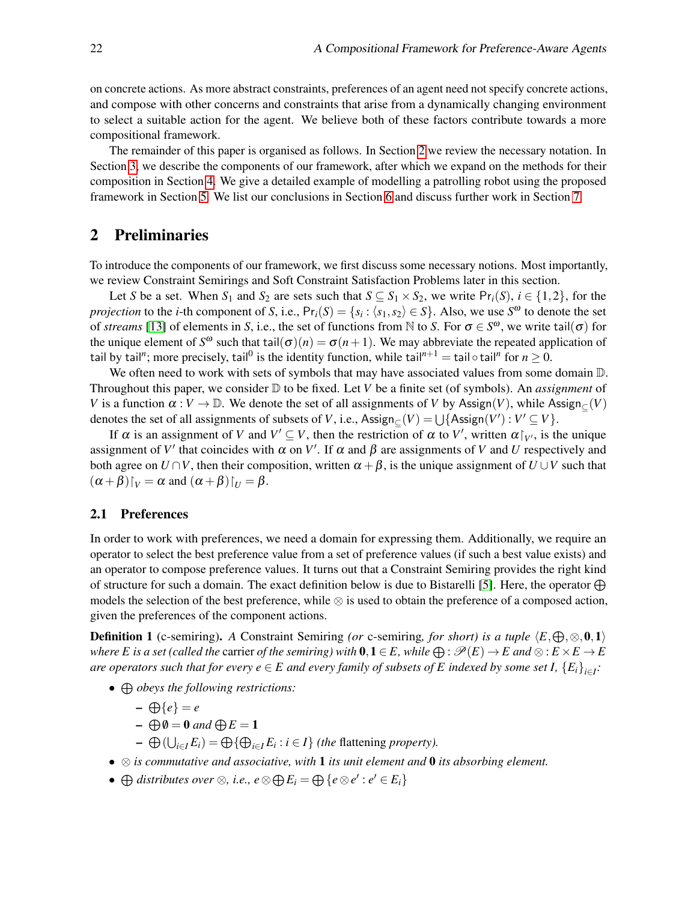on concrete actions. As more abstract constraints, preferences of an agent need not specify concrete actions, and compose with other concerns and constraints that arise from a dynamically changing environment to select a suitable action for the agent. We believe both of these factors contribute towards a more compositional framework.

The remainder of this paper is organised as follows. In Section 2 we review the necessary notation. In Section 3, we describe the components of our framework, after which we expand on the methods for their composition in Section 4. We give a detailed example of modelling a patrolling robot using the proposed framework in Section 5. We list our conclusions in Section 6 and discuss further work in Section 7.

## 2 Preliminaries

To introduce the components of our framework, we first discuss some necessary notions. Most importantly, we review Constraint Semirings and Soft Constraint Satisfaction Problems later in this section.

Let $S$ be a set. When $S_1$ and $S_2$ are sets such that $S \subseteq S_1 \times S_2$, we write $\mathsf{Pr}_i(S)$, $i \in \{1,2\}$, for the *projection* to the $i$-th component of $S$, i.e., $\mathsf{Pr}_i(S) = \{s_i : \langle s_1, s_2 \rangle \in S\}$. Also, we use $S^\omega$ to denote the set of *streams* [13] of elements in $S$, i.e., the set of functions from $\mathbb{N}$ to $S$. For $\sigma \in S^\omega$, we write $\mathsf{tail}(\sigma)$ for the unique element of $S^\omega$ such that $\mathsf{tail}(\sigma)(n) = \sigma(n+1)$. We may abbreviate the repeated application of $\mathsf{tail}$ by $\mathsf{tail}^n$; more precisely, $\mathsf{tail}^0$ is the identity function, while $\mathsf{tail}^{n+1} = \mathsf{tail} \circ \mathsf{tail}^n$ for $n \geq 0$.

We often need to work with sets of symbols that may have associated values from some domain $\mathbb{D}$. Throughout this paper, we consider $\mathbb{D}$ to be fixed. Let $V$ be a finite set (of symbols). An *assignment* of $V$ is a function $\alpha : V \to \mathbb{D}$. We denote the set of all assignments of $V$ by $\mathsf{Assign}(V)$, while $\mathsf{Assign}_\subseteq(V)$ denotes the set of all assignments of subsets of $V$, i.e., $\mathsf{Assign}_\subseteq(V) = \bigcup\{\mathsf{Assign}(V') : V' \subseteq V\}$.

If $\alpha$ is an assignment of $V$ and $V' \subseteq V$, then the restriction of $\alpha$ to $V'$, written $\alpha\restriction_{V'}$, is the unique assignment of $V'$ that coincides with $\alpha$ on $V'$. If $\alpha$ and $\beta$ are assignments of $V$ and $U$ respectively and both agree on $U \cap V$, then their composition, written $\alpha + \beta$, is the unique assignment of $U \cup V$ such that $(\alpha + \beta)\restriction_V = \alpha$ and $(\alpha + \beta)\restriction_U = \beta$.

### 2.1 Preferences

In order to work with preferences, we need a domain for expressing them. Additionally, we require an operator to select the best preference value from a set of preference values (if such a best value exists) and an operator to compose preference values. It turns out that a Constraint Semiring provides the right kind of structure for such a domain. The exact definition below is due to Bistarelli [5]. Here, the operator $\bigoplus$ models the selection of the best preference, while $\otimes$ is used to obtain the preference of a composed action, given the preferences of the component actions.

**Definition 1** (c-semiring)**.** *A* Constraint Semiring *(or* c-semiring*, for short) is a tuple $\langle E, \bigoplus, \otimes, \mathbf{0}, \mathbf{1} \rangle$ where $E$ is a set (called the* carrier *of the semiring) with $\mathbf{0}, \mathbf{1} \in E$, while $\bigoplus : \mathscr{P}(E) \to E$ and $\otimes : E \times E \to E$ are operators such that for every $e \in E$ and every family of subsets of $E$ indexed by some set $I$, $\{E_i\}_{i \in I}$:*

- *$\bigoplus$ obeys the following restrictions:*
  - $\bigoplus\{e\} = e$
  - $\bigoplus \emptyset = \mathbf{0}$ *and* $\bigoplus E = \mathbf{1}$
  - $\bigoplus\left(\bigcup_{i \in I} E_i\right) = \bigoplus\{\bigoplus_{i \in I} E_i : i \in I\}$ *(the* flattening *property).*
- *$\otimes$ is commutative and associative, with $\mathbf{1}$ its unit element and $\mathbf{0}$ its absorbing element.*
- *$\bigoplus$ distributes over $\otimes$, i.e., $e \otimes \bigoplus E_i = \bigoplus\{e \otimes e' : e' \in E_i\}$*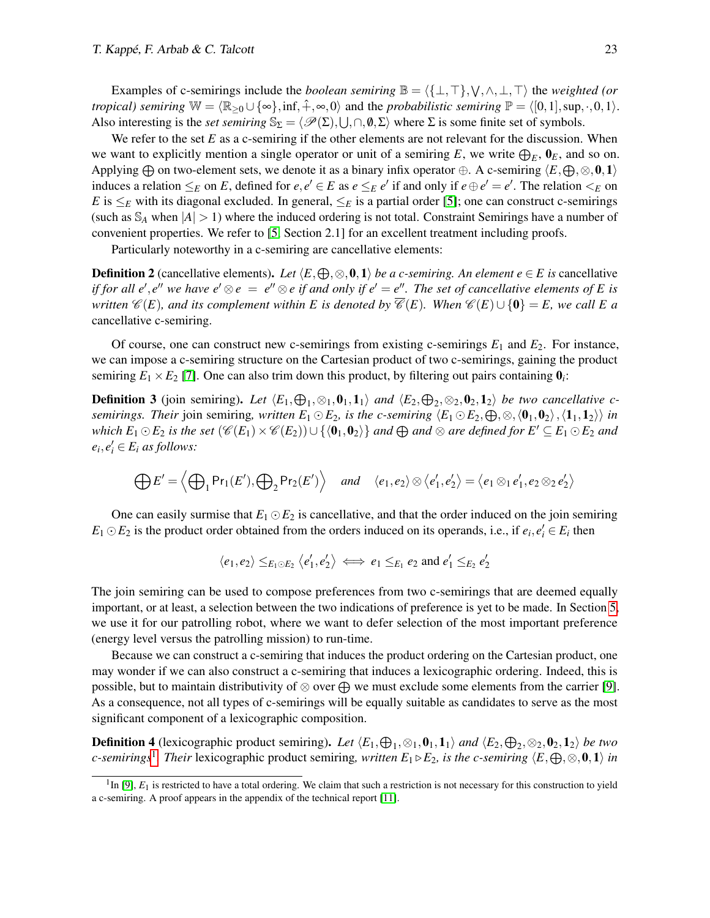Examples of c-semirings include the *boolean semiring* $\mathbb{B} = \langle \{\bot, \top\}, \bigvee, \wedge, \bot, \top \rangle$ the *weighted (or tropical) semiring* $\mathbb{W} = \langle \mathbb{R}_{\geq 0} \cup \{\infty\}, \inf, \hat{+}, \infty, 0 \rangle$ and the *probabilistic semiring* $\mathbb{P} = \langle [0,1], \sup, \cdot, 0, 1 \rangle$. Also interesting is the *set semiring* $\mathbb{S}_\Sigma = \langle \mathscr{P}(\Sigma), \bigcup, \cap, \emptyset, \Sigma \rangle$ where $\Sigma$ is some finite set of symbols.

We refer to the set $E$ as a c-semiring if the other elements are not relevant for the discussion. When we want to explicitly mention a single operator or unit of a semiring $E$, we write $\bigoplus_E$, $\mathbf{0}_E$, and so on. Applying $\bigoplus$ on two-element sets, we denote it as a binary infix operator $\oplus$. A c-semiring $\langle E, \bigoplus, \otimes, \mathbf{0}, \mathbf{1} \rangle$ induces a relation $\leq_E$ on $E$, defined for $e, e' \in E$ as $e \leq_E e'$ if and only if $e \oplus e' = e'$. The relation $<_E$ on $E$ is $\leq_E$ with its diagonal excluded. In general, $\leq_E$ is a partial order [5]; one can construct c-semirings (such as $\mathbb{S}_A$ when $|A| > 1$) where the induced ordering is not total. Constraint Semirings have a number of convenient properties. We refer to [5, Section 2.1] for an excellent treatment including proofs.

Particularly noteworthy in a c-semiring are cancellative elements:

**Definition 2** (cancellative elements). *Let $\langle E, \bigoplus, \otimes, \mathbf{0}, \mathbf{1} \rangle$ be a c-semiring. An element $e \in E$ is* cancellative *if for all $e', e''$ we have $e' \otimes e = e'' \otimes e$ if and only if $e' = e''$. The set of cancellative elements of $E$ is written $\mathscr{C}(E)$, and its complement within $E$ is denoted by $\overline{\mathscr{C}}(E)$. When $\mathscr{C}(E) \cup \{\mathbf{0}\} = E$, we call $E$ a* cancellative c-semiring.

Of course, one can construct new c-semirings from existing c-semirings $E_1$ and $E_2$. For instance, we can impose a c-semiring structure on the Cartesian product of two c-semirings, gaining the product semiring $E_1 \times E_2$ [7]. One can also trim down this product, by filtering out pairs containing $\mathbf{0}_i$:

**Definition 3** (join semiring). *Let $\langle E_1, \bigoplus_1, \otimes_1, \mathbf{0}_1, \mathbf{1}_1 \rangle$ and $\langle E_2, \bigoplus_2, \otimes_2, \mathbf{0}_2, \mathbf{1}_2 \rangle$ be two cancellative c-semirings. Their* join semiring, *written $E_1 \odot E_2$, is the c-semiring $\langle E_1 \odot E_2, \bigoplus, \otimes, \langle \mathbf{0}_1, \mathbf{0}_2 \rangle, \langle \mathbf{1}_1, \mathbf{1}_2 \rangle \rangle$ in which $E_1 \odot E_2$ is the set $(\mathscr{C}(E_1) \times \mathscr{C}(E_2)) \cup \{\langle \mathbf{0}_1, \mathbf{0}_2 \rangle\}$ and $\bigoplus$ and $\otimes$ are defined for $E' \subseteq E_1 \odot E_2$ and $e_i, e_i' \in E_i$ as follows:*

$$\bigoplus E' = \left\langle \bigoplus\nolimits_1 \mathsf{Pr}_1(E'), \bigoplus\nolimits_2 \mathsf{Pr}_2(E') \right\rangle \quad \text{and} \quad \langle e_1, e_2 \rangle \otimes \langle e_1', e_2' \rangle = \langle e_1 \otimes_1 e_1', e_2 \otimes_2 e_2' \rangle$$

One can easily surmise that $E_1 \odot E_2$ is cancellative, and that the order induced on the join semiring $E_1 \odot E_2$ is the product order obtained from the orders induced on its operands, i.e., if $e_i, e_i' \in E_i$ then

$$\langle e_1, e_2 \rangle \leq_{E_1 \odot E_2} \langle e_1', e_2' \rangle \iff e_1 \leq_{E_1} e_2 \text{ and } e_1' \leq_{E_2} e_2'$$

The join semiring can be used to compose preferences from two c-semirings that are deemed equally important, or at least, a selection between the two indications of preference is yet to be made. In Section 5, we use it for our patrolling robot, where we want to defer selection of the most important preference (energy level versus the patrolling mission) to run-time.

Because we can construct a c-semiring that induces the product ordering on the Cartesian product, one may wonder if we can also construct a c-semiring that induces a lexicographic ordering. Indeed, this is possible, but to maintain distributivity of $\otimes$ over $\bigoplus$ we must exclude some elements from the carrier [9]. As a consequence, not all types of c-semirings will be equally suitable as candidates to serve as the most significant component of a lexicographic composition.

**Definition 4** (lexicographic product semiring). *Let $\langle E_1, \bigoplus_1, \otimes_1, \mathbf{0}_1, \mathbf{1}_1 \rangle$ and $\langle E_2, \bigoplus_2, \otimes_2, \mathbf{0}_2, \mathbf{1}_2 \rangle$ be two c-semirings*[1]*. Their* lexicographic product semiring, *written $E_1 \triangleright E_2$, is the c-semiring $\langle E, \bigoplus, \otimes, \mathbf{0}, \mathbf{1} \rangle$ in*

[1] In [9], $E_1$ is restricted to have a total ordering. We claim that such a restriction is not necessary for this construction to yield a c-semiring. A proof appears in the appendix of the technical report [11].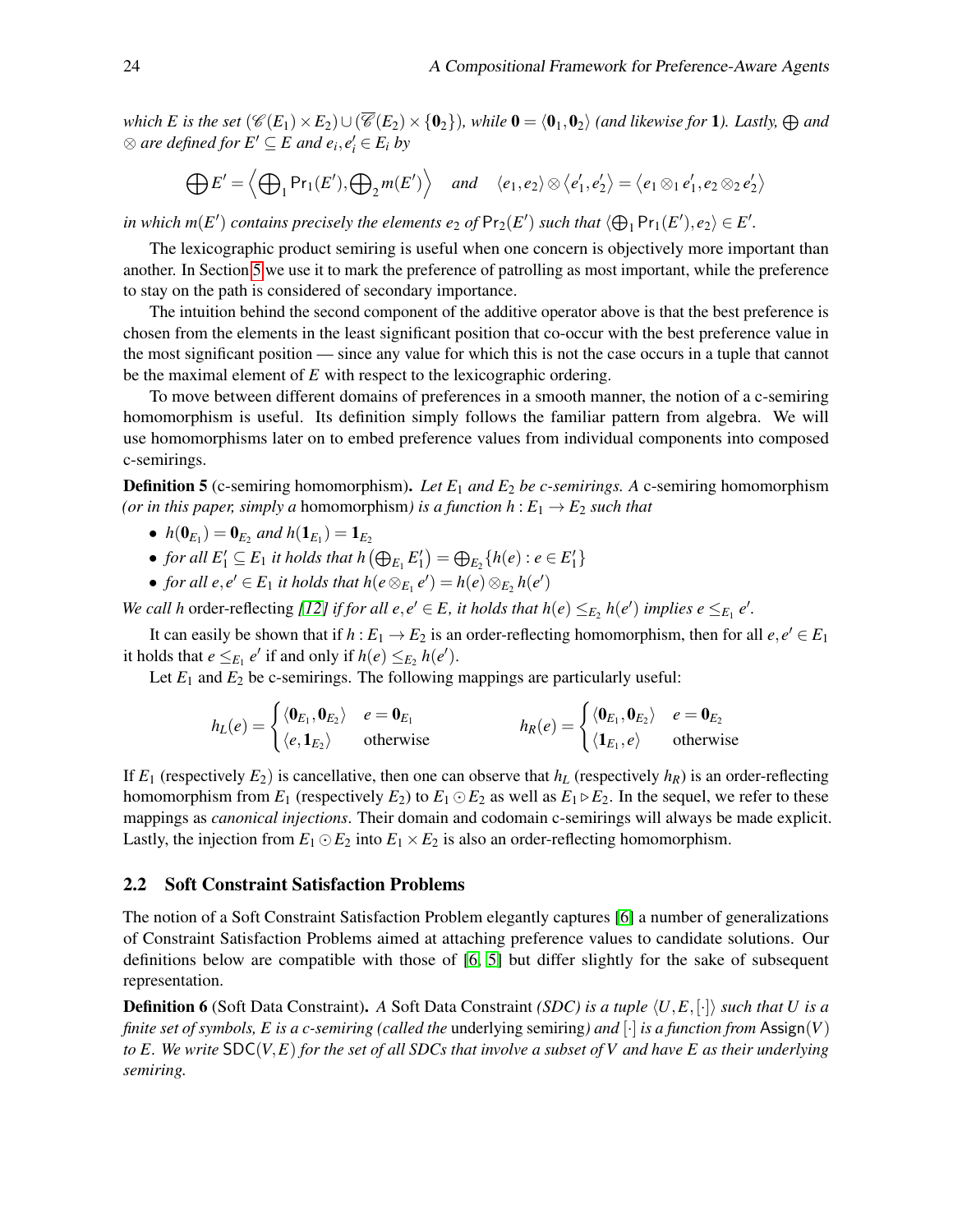*which $E$ is the set $(\mathscr{C}(E_1) \times E_2) \cup (\overline{\mathscr{C}}(E_2) \times \{\mathbf{0}_2\})$, while $\mathbf{0} = \langle \mathbf{0}_1, \mathbf{0}_2 \rangle$ (and likewise for $\mathbf{1}$). Lastly, $\bigoplus$ and $\otimes$ are defined for $E' \subseteq E$ and $e_i, e_i' \in E_i$ by*

$$\bigoplus E' = \left\langle \bigoplus\nolimits_1 \mathsf{Pr}_1(E'), \bigoplus\nolimits_2 m(E') \right\rangle \quad \text{and} \quad \langle e_1, e_2 \rangle \otimes \langle e_1', e_2' \rangle = \langle e_1 \otimes_1 e_1', e_2 \otimes_2 e_2' \rangle$$

*in which $m(E')$ contains precisely the elements $e_2$ of $\mathsf{Pr}_2(E')$ such that $\langle \bigoplus_1 \mathsf{Pr}_1(E'), e_2 \rangle \in E'$.*

The lexicographic product semiring is useful when one concern is objectively more important than another. In Section 5 we use it to mark the preference of patrolling as most important, while the preference to stay on the path is considered of secondary importance.

The intuition behind the second component of the additive operator above is that the best preference is chosen from the elements in the least significant position that co-occur with the best preference value in the most significant position — since any value for which this is not the case occurs in a tuple that cannot be the maximal element of $E$ with respect to the lexicographic ordering.

To move between different domains of preferences in a smooth manner, the notion of a c-semiring homomorphism is useful. Its definition simply follows the familiar pattern from algebra. We will use homomorphisms later on to embed preference values from individual components into composed c-semirings.

**Definition 5** (c-semiring homomorphism). *Let $E_1$ and $E_2$ be c-semirings. A* c-semiring homomorphism *(or in this paper, simply a* homomorphism*) is a function $h : E_1 \to E_2$ such that*

- *$h(\mathbf{0}_{E_1}) = \mathbf{0}_{E_2}$ and $h(\mathbf{1}_{E_1}) = \mathbf{1}_{E_2}$*
- *for all $E_1' \subseteq E_1$ it holds that $h\left(\bigoplus_{E_1} E_1'\right) = \bigoplus_{E_2} \{h(e) : e \in E_1'\}$*
- *for all $e, e' \in E_1$ it holds that $h(e \otimes_{E_1} e') = h(e) \otimes_{E_2} h(e')$*

*We call $h$* order-reflecting *[12] if for all $e, e' \in E$, it holds that $h(e) \leq_{E_2} h(e')$ implies $e \leq_{E_1} e'$.*

It can easily be shown that if $h : E_1 \to E_2$ is an order-reflecting homomorphism, then for all $e, e' \in E_1$ it holds that $e \leq_{E_1} e'$ if and only if $h(e) \leq_{E_2} h(e')$.

Let $E_1$ and $E_2$ be c-semirings. The following mappings are particularly useful:

$$h_L(e) = \begin{cases} \langle \mathbf{0}_{E_1}, \mathbf{0}_{E_2} \rangle & e = \mathbf{0}_{E_1} \\ \langle e, \mathbf{1}_{E_2} \rangle & \text{otherwise} \end{cases} \qquad\qquad h_R(e) = \begin{cases} \langle \mathbf{0}_{E_1}, \mathbf{0}_{E_2} \rangle & e = \mathbf{0}_{E_2} \\ \langle \mathbf{1}_{E_1}, e \rangle & \text{otherwise} \end{cases}$$

If $E_1$ (respectively $E_2$) is cancellative, then one can observe that $h_L$ (respectively $h_R$) is an order-reflecting homomorphism from $E_1$ (respectively $E_2$) to $E_1 \odot E_2$ as well as $E_1 \triangleright E_2$. In the sequel, we refer to these mappings as *canonical injections*. Their domain and codomain c-semirings will always be made explicit. Lastly, the injection from $E_1 \odot E_2$ into $E_1 \times E_2$ is also an order-reflecting homomorphism.

### 2.2 Soft Constraint Satisfaction Problems

The notion of a Soft Constraint Satisfaction Problem elegantly captures [6] a number of generalizations of Constraint Satisfaction Problems aimed at attaching preference values to candidate solutions. Our definitions below are compatible with those of [6, 5] but differ slightly for the sake of subsequent representation.

**Definition 6** (Soft Data Constraint). *A* Soft Data Constraint *(SDC) is a tuple $\langle U, E, [\cdot] \rangle$ such that $U$ is a finite set of symbols, $E$ is a c-semiring (called the* underlying semiring*) and $[\cdot]$ is a function from $\mathsf{Assign}(V)$ to $E$. We write $\mathsf{SDC}(V,E)$ for the set of all SDCs that involve a subset of $V$ and have $E$ as their underlying semiring.*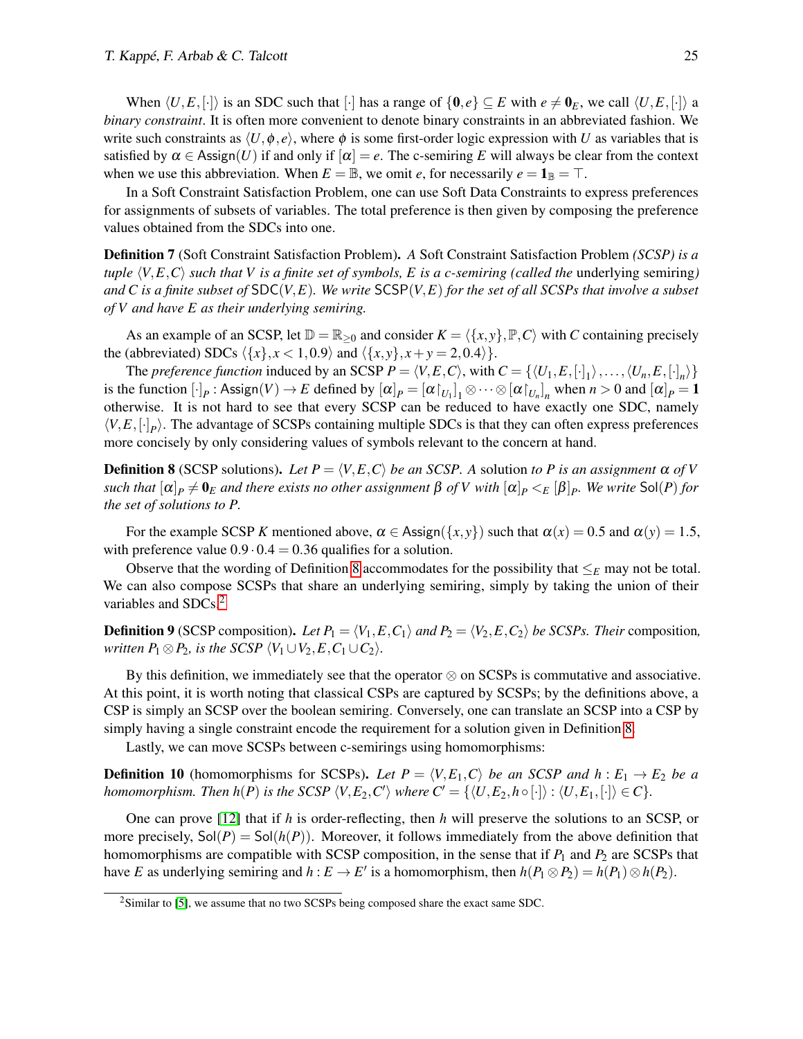When $\langle U, E, [\cdot] \rangle$ is an SDC such that $[\cdot]$ has a range of $\{\mathbf{0}, e\} \subseteq E$ with $e \neq \mathbf{0}_E$, we call $\langle U, E, [\cdot] \rangle$ a *binary constraint*. It is often more convenient to denote binary constraints in an abbreviated fashion. We write such constraints as $\langle U, \phi, e \rangle$, where $\phi$ is some first-order logic expression with $U$ as variables that is satisfied by $\alpha \in \mathsf{Assign}(U)$ if and only if $[\alpha] = e$. The c-semiring $E$ will always be clear from the context when we use this abbreviation. When $E = \mathbb{B}$, we omit $e$, for necessarily $e = \mathbf{1}_{\mathbb{B}} = \top$.

In a Soft Constraint Satisfaction Problem, one can use Soft Data Constraints to express preferences for assignments of subsets of variables. The total preference is then given by composing the preference values obtained from the SDCs into one.

**Definition 7** (Soft Constraint Satisfaction Problem)**.** *A* Soft Constraint Satisfaction Problem *(SCSP) is a tuple $\langle V, E, C \rangle$ such that $V$ is a finite set of symbols, $E$ is a c-semiring (called the* underlying semiring*) and $C$ is a finite subset of $\mathsf{SDC}(V, E)$. We write $\mathsf{SCSP}(V, E)$ for the set of all SCSPs that involve a subset of $V$ and have $E$ as their underlying semiring.*

As an example of an SCSP, let $\mathbb{D} = \mathbb{R}_{\geq 0}$ and consider $K = \langle \{x, y\}, \mathbb{P}, C \rangle$ with $C$ containing precisely the (abbreviated) SDCs $\langle \{x\}, x < 1, 0.9 \rangle$ and $\langle \{x, y\}, x + y = 2, 0.4 \rangle \}$.

The *preference function* induced by an SCSP $P = \langle V, E, C \rangle$, with $C = \{\langle U_1, E, [\cdot]_1 \rangle, \ldots, \langle U_n, E, [\cdot]_n \rangle\}$ is the function $[\cdot]_P : \mathsf{Assign}(V) \to E$ defined by $[\alpha]_P = [\alpha \restriction_{U_1}]_1 \otimes \cdots \otimes [\alpha \restriction_{U_n}]_n$ when $n > 0$ and $[\alpha]_P = \mathbf{1}$ otherwise. It is not hard to see that every SCSP can be reduced to have exactly one SDC, namely $\langle V, E, [\cdot]_P \rangle$. The advantage of SCSPs containing multiple SDCs is that they can often express preferences more concisely by only considering values of symbols relevant to the concern at hand.

**Definition 8** (SCSP solutions)**.** *Let $P = \langle V, E, C \rangle$ be an SCSP. A* solution *to $P$ is an assignment $\alpha$ of $V$ such that $[\alpha]_P \neq \mathbf{0}_E$ and there exists no other assignment $\beta$ of $V$ with $[\alpha]_P <_E [\beta]_P$. We write $\mathsf{Sol}(P)$ for the set of solutions to $P$.*

For the example SCSP $K$ mentioned above, $\alpha \in \mathsf{Assign}(\{x, y\})$ such that $\alpha(x) = 0.5$ and $\alpha(y) = 1.5$, with preference value $0.9 \cdot 0.4 = 0.36$ qualifies for a solution.

Observe that the wording of Definition 8 accommodates for the possibility that $\leq_E$ may not be total. We can also compose SCSPs that share an underlying semiring, simply by taking the union of their variables and SDCs.[2]

**Definition 9** (SCSP composition)**.** *Let $P_1 = \langle V_1, E, C_1 \rangle$ and $P_2 = \langle V_2, E, C_2 \rangle$ be SCSPs. Their* composition*, written $P_1 \otimes P_2$, is the SCSP $\langle V_1 \cup V_2, E, C_1 \cup C_2 \rangle$.*

By this definition, we immediately see that the operator $\otimes$ on SCSPs is commutative and associative. At this point, it is worth noting that classical CSPs are captured by SCSPs; by the definitions above, a CSP is simply an SCSP over the boolean semiring. Conversely, one can translate an SCSP into a CSP by simply having a single constraint encode the requirement for a solution given in Definition 8.

Lastly, we can move SCSPs between c-semirings using homomorphisms:

**Definition 10** (homomorphisms for SCSPs)**.** *Let $P = \langle V, E_1, C \rangle$ be an SCSP and $h : E_1 \to E_2$ be a homomorphism. Then $h(P)$ is the SCSP $\langle V, E_2, C' \rangle$ where $C' = \{\langle U, E_2, h \circ [\cdot] \rangle : \langle U, E_1, [\cdot] \rangle \in C\}$.*

One can prove [12] that if $h$ is order-reflecting, then $h$ will preserve the solutions to an SCSP, or more precisely, $\mathsf{Sol}(P) = \mathsf{Sol}(h(P))$. Moreover, it follows immediately from the above definition that homomorphisms are compatible with SCSP composition, in the sense that if $P_1$ and $P_2$ are SCSPs that have $E$ as underlying semiring and $h : E \to E'$ is a homomorphism, then $h(P_1 \otimes P_2) = h(P_1) \otimes h(P_2)$.

[2] Similar to [5], we assume that no two SCSPs being composed share the exact same SDC.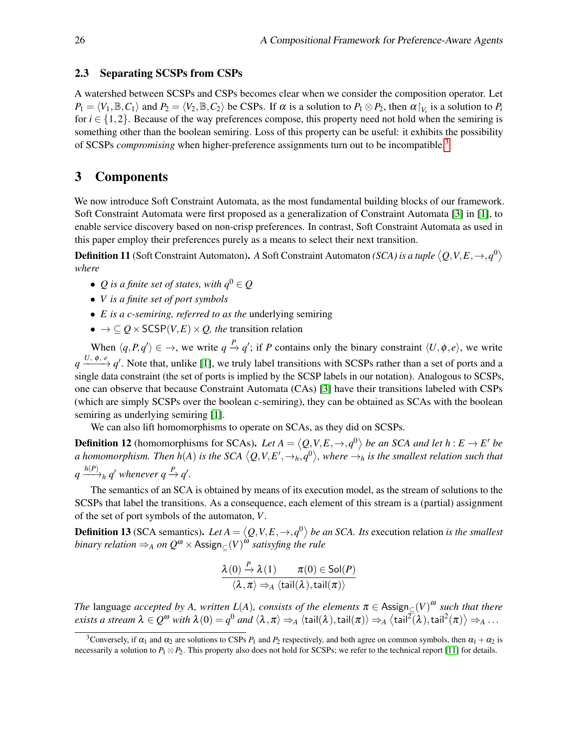### 2.3 Separating SCSPs from CSPs

A watershed between SCSPs and CSPs becomes clear when we consider the composition operator. Let $P_1 = \langle V_1, \mathbb{B}, C_1 \rangle$ and $P_2 = \langle V_2, \mathbb{B}, C_2 \rangle$ be CSPs. If $\alpha$ is a solution to $P_1 \otimes P_2$, then $\alpha\restriction_{V_i}$ is a solution to $P_i$ for $i \in \{1,2\}$. Because of the way preferences compose, this property need not hold when the semiring is something other than the boolean semiring. Loss of this property can be useful: it exhibits the possibility of SCSPs *compromising* when higher-preference assignments turn out to be incompatible.[3]

## 3 Components

We now introduce Soft Constraint Automata, as the most fundamental building blocks of our framework. Soft Constraint Automata were first proposed as a generalization of Constraint Automata [3] in [1], to enable service discovery based on non-crisp preferences. In contrast, Soft Constraint Automata as used in this paper employ their preferences purely as a means to select their next transition.

**Definition 11** (Soft Constraint Automaton)**.** *A* Soft Constraint Automaton *(SCA) is a tuple* $\langle Q, V, E, \to, q^0 \rangle$ *where*

- *$Q$ is a finite set of states, with $q^0 \in Q$*
- *$V$ is a finite set of port symbols*
- *$E$ is a c-semiring, referred to as the* underlying semiring
- *$\to \subseteq Q \times \mathsf{SCSP}(V,E) \times Q$, the* transition relation

When $\langle q, P, q' \rangle \in \to$, we write $q \xrightarrow{P} q'$; if $P$ contains only the binary constraint $\langle U, \phi, e \rangle$, we write $q \xrightarrow{U,\ \phi,\ e} q'$. Note that, unlike [1], we truly label transitions with SCSPs rather than a set of ports and a single data constraint (the set of ports is implied by the SCSP labels in our notation). Analogous to SCSPs, one can observe that because Constraint Automata (CAs) [3] have their transitions labeled with CSPs (which are simply SCSPs over the boolean c-semiring), they can be obtained as SCAs with the boolean semiring as underlying semiring [1].

We can also lift homomorphisms to operate on SCAs, as they did on SCSPs.

**Definition 12** (homomorphisms for SCAs)**.** *Let $A = \langle Q, V, E, \to, q^0 \rangle$ be an SCA and let $h : E \to E'$ be a homomorphism. Then $h(A)$ is the SCA $\langle Q, V, E', \to_h, q^0 \rangle$, where $\to_h$ is the smallest relation such that $q \xrightarrow{h(P)}_h q'$ whenever $q \xrightarrow{P} q'$.*

The semantics of an SCA is obtained by means of its execution model, as the stream of solutions to the SCSPs that label the transitions. As a consequence, each element of this stream is a (partial) assignment of the set of port symbols of the automaton, $V$.

**Definition 13** (SCA semantics)**.** *Let $A = \langle Q, V, E, \to, q^0 \rangle$ be an SCA. Its* execution relation *is the smallest binary relation $\Rightarrow_A$ on $Q^\omega \times \mathsf{Assign}_\subseteq(V)^\omega$ satisyfing the rule*

$$\frac{\lambda(0) \xrightarrow{P} \lambda(1) \qquad \pi(0) \in \mathsf{Sol}(P)}{\langle \lambda, \pi \rangle \Rightarrow_A \langle \mathsf{tail}(\lambda), \mathsf{tail}(\pi) \rangle}$$

*The* language *accepted by $A$, written $L(A)$, consists of the elements $\pi \in \mathsf{Assign}_\subseteq(V)^\omega$ such that there exists a stream $\lambda \in Q^\omega$ with $\lambda(0) = q^0$ and $\langle \lambda, \pi \rangle \Rightarrow_A \langle \mathsf{tail}(\lambda), \mathsf{tail}(\pi) \rangle \Rightarrow_A \langle \mathsf{tail}^2(\lambda), \mathsf{tail}^2(\pi) \rangle \Rightarrow_A \ldots$*

[3] Conversely, if $\alpha_1$ and $\alpha_2$ are solutions to CSPs $P_1$ and $P_2$ respectively, and both agree on common symbols, then $\alpha_1 + \alpha_2$ is necessarily a solution to $P_1 \otimes P_2$. This property also does not hold for SCSPs; we refer to the technical report [11] for details.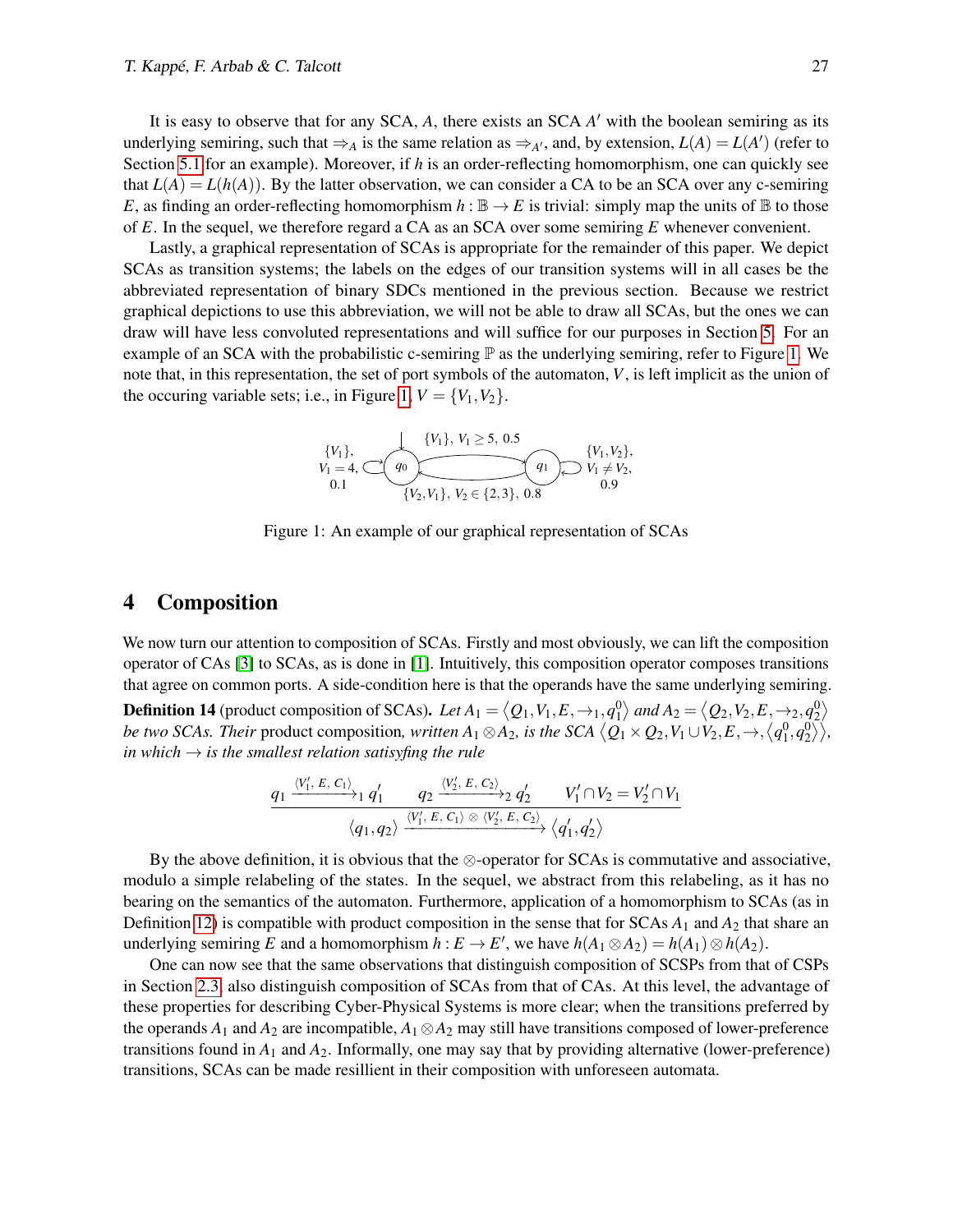It is easy to observe that for any SCA, $A$, there exists an SCA $A'$ with the boolean semiring as its underlying semiring, such that $\Rightarrow_A$ is the same relation as $\Rightarrow_{A'}$, and, by extension, $L(A) = L(A')$ (refer to Section 5.1 for an example). Moreover, if $h$ is an order-reflecting homomorphism, one can quickly see that $L(A) = L(h(A))$. By the latter observation, we can consider a CA to be an SCA over any c-semiring $E$, as finding an order-reflecting homomorphism $h : \mathbb{B} \to E$ is trivial: simply map the units of $\mathbb{B}$ to those of $E$. In the sequel, we therefore regard a CA as an SCA over some semiring $E$ whenever convenient.

Lastly, a graphical representation of SCAs is appropriate for the remainder of this paper. We depict SCAs as transition systems; the labels on the edges of our transition systems will in all cases be the abbreviated representation of binary SDCs mentioned in the previous section. Because we restrict graphical depictions to use this abbreviation, we will not be able to draw all SCAs, but the ones we can draw will have less convoluted representations and will suffice for our purposes in Section 5. For an example of an SCA with the probabilistic c-semiring $\mathbb{P}$ as the underlying semiring, refer to Figure 1. We note that, in this representation, the set of port symbols of the automaton, $V$, is left implicit as the union of the occuring variable sets; i.e., in Figure 1, $V = \{V_1, V_2\}$.

Figure 1: An example of our graphical representation of SCAs

## 4 Composition

We now turn our attention to composition of SCAs. Firstly and most obviously, we can lift the composition operator of CAs [3] to SCAs, as is done in [1]. Intuitively, this composition operator composes transitions that agree on common ports. A side-condition here is that the operands have the same underlying semiring.

**Definition 14** (product composition of SCAs)**.** *Let $A_1 = \langle Q_1, V_1, E, \rightarrow_1, q_1^0 \rangle$ and $A_2 = \langle Q_2, V_2, E, \rightarrow_2, q_2^0 \rangle$ be two SCAs. Their* product composition*, written $A_1 \otimes A_2$, is the SCA $\langle Q_1 \times Q_2, V_1 \cup V_2, E, \rightarrow, \langle q_1^0, q_2^0 \rangle \rangle$, in which $\rightarrow$ is the smallest relation satisyfing the rule*

$$\frac{q_1 \xrightarrow{\langle V_1',\, E,\, C_1 \rangle}_1 q_1' \qquad q_2 \xrightarrow{\langle V_2',\, E,\, C_2 \rangle}_2 q_2' \qquad V_1' \cap V_2 = V_2' \cap V_1}{\langle q_1, q_2 \rangle \xrightarrow{\langle V_1',\, E,\, C_1 \rangle \,\otimes\, \langle V_2',\, E,\, C_2 \rangle} \langle q_1', q_2' \rangle}$$

By the above definition, it is obvious that the $\otimes$-operator for SCAs is commutative and associative, modulo a simple relabeling of the states. In the sequel, we abstract from this relabeling, as it has no bearing on the semantics of the automaton. Furthermore, application of a homomorphism to SCAs (as in Definition 12) is compatible with product composition in the sense that for SCAs $A_1$ and $A_2$ that share an underlying semiring $E$ and a homomorphism $h : E \to E'$, we have $h(A_1 \otimes A_2) = h(A_1) \otimes h(A_2)$.

One can now see that the same observations that distinguish composition of SCSPs from that of CSPs in Section 2.3, also distinguish composition of SCAs from that of CAs. At this level, the advantage of these properties for describing Cyber-Physical Systems is more clear; when the transitions preferred by the operands $A_1$ and $A_2$ are incompatible, $A_1 \otimes A_2$ may still have transitions composed of lower-preference transitions found in $A_1$ and $A_2$. Informally, one may say that by providing alternative (lower-preference) transitions, SCAs can be made resillient in their composition with unforeseen automata.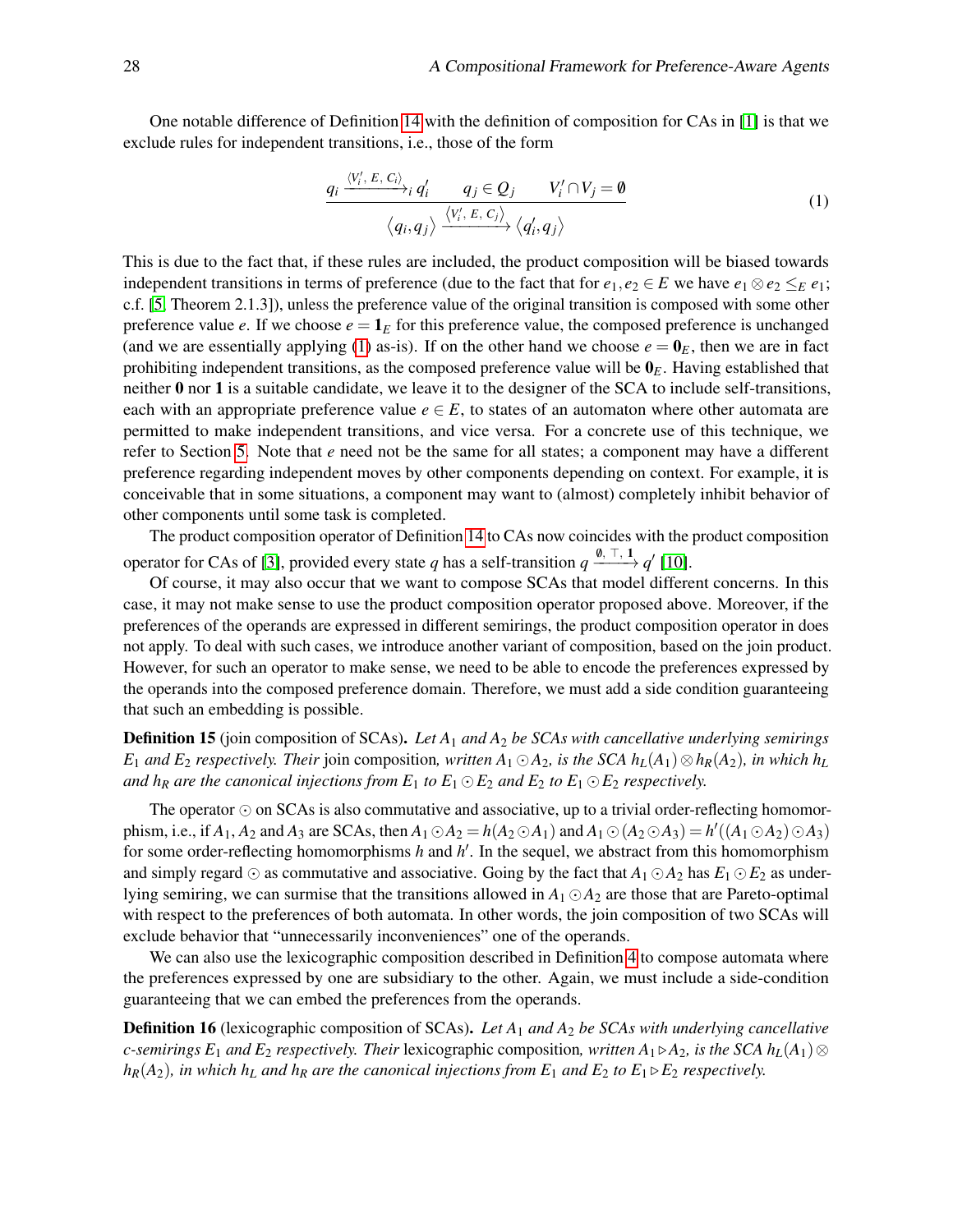One notable difference of Definition 14 with the definition of composition for CAs in [1] is that we exclude rules for independent transitions, i.e., those of the form

$$\frac{q_i \xrightarrow{\langle V_i',\, E,\, C_i \rangle}_i q_i' \qquad q_j \in Q_j \qquad V_i' \cap V_j = \emptyset}{\langle q_i, q_j \rangle \xrightarrow{\langle V_i',\, E,\, C_j \rangle} \langle q_i', q_j \rangle} \tag{1}$$

This is due to the fact that, if these rules are included, the product composition will be biased towards independent transitions in terms of preference (due to the fact that for $e_1, e_2 \in E$ we have $e_1 \otimes e_2 \leq_E e_1$; c.f. [5, Theorem 2.1.3]), unless the preference value of the original transition is composed with some other preference value $e$. If we choose $e = \mathbf{1}_E$ for this preference value, the composed preference is unchanged (and we are essentially applying (1) as-is). If on the other hand we choose $e = \mathbf{0}_E$, then we are in fact prohibiting independent transitions, as the composed preference value will be $\mathbf{0}_E$. Having established that neither $\mathbf{0}$ nor $\mathbf{1}$ is a suitable candidate, we leave it to the designer of the SCA to include self-transitions, each with an appropriate preference value $e \in E$, to states of an automaton where other automata are permitted to make independent transitions, and vice versa. For a concrete use of this technique, we refer to Section 5. Note that $e$ need not be the same for all states; a component may have a different preference regarding independent moves by other components depending on context. For example, it is conceivable that in some situations, a component may want to (almost) completely inhibit behavior of other components until some task is completed.

The product composition operator of Definition 14 to CAs now coincides with the product composition operator for CAs of [3], provided every state $q$ has a self-transition $q \xrightarrow{\emptyset,\, \top,\, \mathbf{1}} q'$ [10].

Of course, it may also occur that we want to compose SCAs that model different concerns. In this case, it may not make sense to use the product composition operator proposed above. Moreover, if the preferences of the operands are expressed in different semirings, the product composition operator in does not apply. To deal with such cases, we introduce another variant of composition, based on the join product. However, for such an operator to make sense, we need to be able to encode the preferences expressed by the operands into the composed preference domain. Therefore, we must add a side condition guaranteeing that such an embedding is possible.

**Definition 15** (join composition of SCAs)**.** *Let $A_1$ and $A_2$ be SCAs with cancellative underlying semirings $E_1$ and $E_2$ respectively. Their* join composition*, written $A_1 \odot A_2$, is the SCA $h_L(A_1) \otimes h_R(A_2)$, in which $h_L$ and $h_R$ are the canonical injections from $E_1$ to $E_1 \odot E_2$ and $E_2$ to $E_1 \odot E_2$ respectively.*

The operator $\odot$ on SCAs is also commutative and associative, up to a trivial order-reflecting homomorphism, i.e., if $A_1, A_2$ and $A_3$ are SCAs, then $A_1 \odot A_2 = h(A_2 \odot A_1)$ and $A_1 \odot (A_2 \odot A_3) = h'((A_1 \odot A_2) \odot A_3)$ for some order-reflecting homomorphisms $h$ and $h'$. In the sequel, we abstract from this homomorphism and simply regard $\odot$ as commutative and associative. Going by the fact that $A_1 \odot A_2$ has $E_1 \odot E_2$ as underlying semiring, we can surmise that the transitions allowed in $A_1 \odot A_2$ are those that are Pareto-optimal with respect to the preferences of both automata. In other words, the join composition of two SCAs will exclude behavior that "unnecessarily inconveniences" one of the operands.

We can also use the lexicographic composition described in Definition 4 to compose automata where the preferences expressed by one are subsidiary to the other. Again, we must include a side-condition guaranteeing that we can embed the preferences from the operands.

**Definition 16** (lexicographic composition of SCAs)**.** *Let $A_1$ and $A_2$ be SCAs with underlying cancellative c-semirings $E_1$ and $E_2$ respectively. Their* lexicographic composition*, written $A_1 \triangleright A_2$, is the SCA $h_L(A_1) \otimes h_R(A_2)$, in which $h_L$ and $h_R$ are the canonical injections from $E_1$ and $E_2$ to $E_1 \triangleright E_2$ respectively.*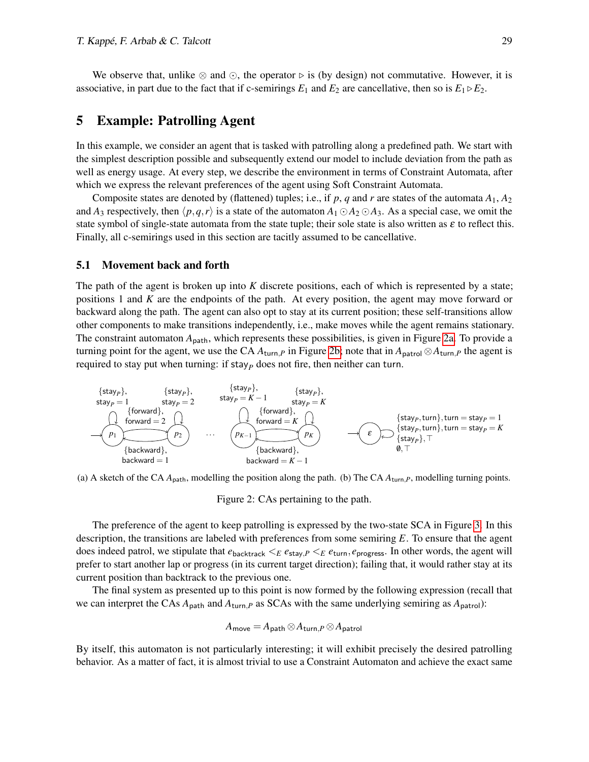We observe that, unlike $\otimes$ and $\odot$, the operator $\rhd$ is (by design) not commutative. However, it is associative, in part due to the fact that if c-semirings $E_1$ and $E_2$ are cancellative, then so is $E_1 \rhd E_2$.

## 5 Example: Patrolling Agent

In this example, we consider an agent that is tasked with patrolling along a predefined path. We start with the simplest description possible and subsequently extend our model to include deviation from the path as well as energy usage. At every step, we describe the environment in terms of Constraint Automata, after which we express the relevant preferences of the agent using Soft Constraint Automata.

Composite states are denoted by (flattened) tuples; i.e., if $p$, $q$ and $r$ are states of the automata $A_1$, $A_2$ and $A_3$ respectively, then $\langle p,q,r \rangle$ is a state of the automaton $A_1 \odot A_2 \odot A_3$. As a special case, we omit the state symbol of single-state automata from the state tuple; their sole state is also written as $\varepsilon$ to reflect this. Finally, all c-semirings used in this section are tacitly assumed to be cancellative.

### 5.1 Movement back and forth

The path of the agent is broken up into $K$ discrete positions, each of which is represented by a state; positions 1 and $K$ are the endpoints of the path. At every position, the agent may move forward or backward along the path. The agent can also opt to stay at its current position; these self-transitions allow other components to make transitions independently, i.e., make moves while the agent remains stationary. The constraint automaton $A_{\mathsf{path}}$, which represents these possibilities, is given in Figure 2a. To provide a turning point for the agent, we use the CA $A_{\mathsf{turn},P}$ in Figure 2b; note that in $A_{\mathsf{patrol}} \otimes A_{\mathsf{turn},P}$ the agent is required to stay put when turning: if $\mathsf{stay}_P$ does not fire, then neither can $\mathsf{turn}$.

(a) A sketch of the CA $A_{\mathsf{path}}$, modelling the position along the path. (b) The CA $A_{\mathsf{turn},P}$, modelling turning points.

Figure 2: CAs pertaining to the path.

The preference of the agent to keep patrolling is expressed by the two-state SCA in Figure 3. In this description, the transitions are labeled with preferences from some semiring $E$. To ensure that the agent does indeed patrol, we stipulate that $e_{\mathsf{backtrack}} <_E e_{\mathsf{stay},P} <_E e_{\mathsf{turn}}, e_{\mathsf{progress}}$. In other words, the agent will prefer to start another lap or progress (in its current target direction); failing that, it would rather stay at its current position than backtrack to the previous one.

The final system as presented up to this point is now formed by the following expression (recall that we can interpret the CAs $A_{\mathsf{path}}$ and $A_{\mathsf{turn},P}$ as SCAs with the same underlying semiring as $A_{\mathsf{patrol}}$):

$$A_{\mathsf{move}} = A_{\mathsf{path}} \otimes A_{\mathsf{turn},P} \otimes A_{\mathsf{patrol}}$$

By itself, this automaton is not particularly interesting; it will exhibit precisely the desired patrolling behavior. As a matter of fact, it is almost trivial to use a Constraint Automaton and achieve the exact same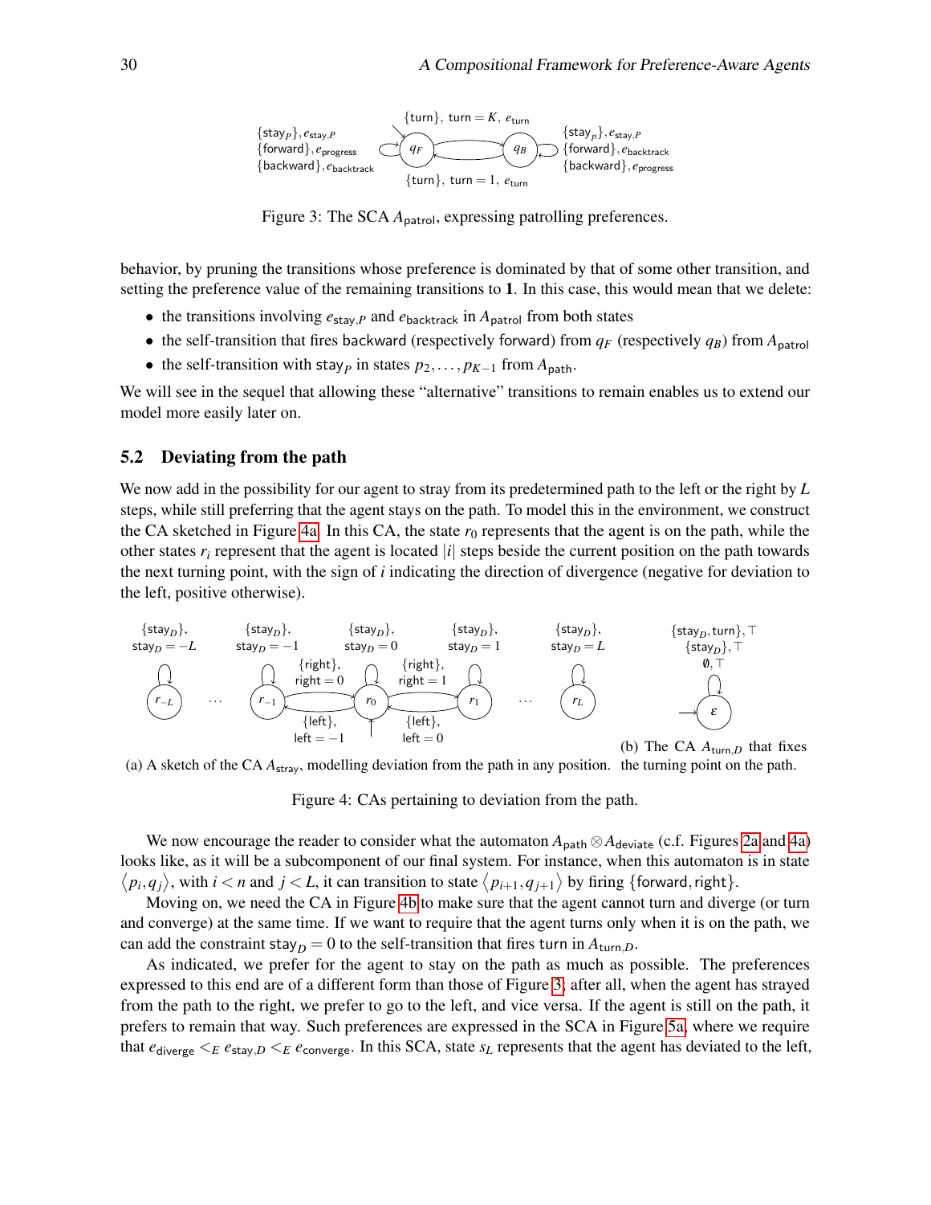Figure 3: The SCA $A_{\mathsf{patrol}}$, expressing patrolling preferences.

behavior, by pruning the transitions whose preference is dominated by that of some other transition, and setting the preference value of the remaining transitions to $\mathbf{1}$. In this case, this would mean that we delete:

- the transitions involving $e_{\mathsf{stay},P}$ and $e_{\mathsf{backtrack}}$ in $A_{\mathsf{patrol}}$ from both states
- the self-transition that fires backward (respectively forward) from $q_F$ (respectively $q_B$) from $A_{\mathsf{patrol}}$
- the self-transition with $\mathsf{stay}_P$ in states $p_2, \dots, p_{K-1}$ from $A_{\mathsf{path}}$.

We will see in the sequel that allowing these "alternative" transitions to remain enables us to extend our model more easily later on.

## 5.2 Deviating from the path

We now add in the possibility for our agent to stray from its predetermined path to the left or the right by $L$ steps, while still preferring that the agent stays on the path. To model this in the environment, we construct the CA sketched in Figure 4a. In this CA, the state $r_0$ represents that the agent is on the path, while the other states $r_i$ represent that the agent is located $|i|$ steps beside the current position on the path towards the next turning point, with the sign of $i$ indicating the direction of divergence (negative for deviation to the left, positive otherwise).

(a) A sketch of the CA $A_{\mathsf{stray}}$, modelling deviation from the path in any position.

(b) The CA $A_{\mathsf{turn},D}$ that fixes the turning point on the path.

Figure 4: CAs pertaining to deviation from the path.

We now encourage the reader to consider what the automaton $A_{\mathsf{path}} \otimes A_{\mathsf{deviate}}$ (c.f. Figures 2a and 4a) looks like, as it will be a subcomponent of our final system. For instance, when this automaton is in state $\langle p_i, q_j \rangle$, with $i < n$ and $j < L$, it can transition to state $\langle p_{i+1}, q_{j+1} \rangle$ by firing $\{\mathsf{forward}, \mathsf{right}\}$.

Moving on, we need the CA in Figure 4b to make sure that the agent cannot turn and diverge (or turn and converge) at the same time. If we want to require that the agent turns only when it is on the path, we can add the constraint $\mathsf{stay}_D = 0$ to the self-transition that fires turn in $A_{\mathsf{turn},D}$.

As indicated, we prefer for the agent to stay on the path as much as possible. The preferences expressed to this end are of a different form than those of Figure 3; after all, when the agent has strayed from the path to the right, we prefer to go to the left, and vice versa. If the agent is still on the path, it prefers to remain that way. Such preferences are expressed in the SCA in Figure 5a, where we require that $e_{\mathsf{diverge}} <_E e_{\mathsf{stay},D} <_E e_{\mathsf{converge}}$. In this SCA, state $s_L$ represents that the agent has deviated to the left,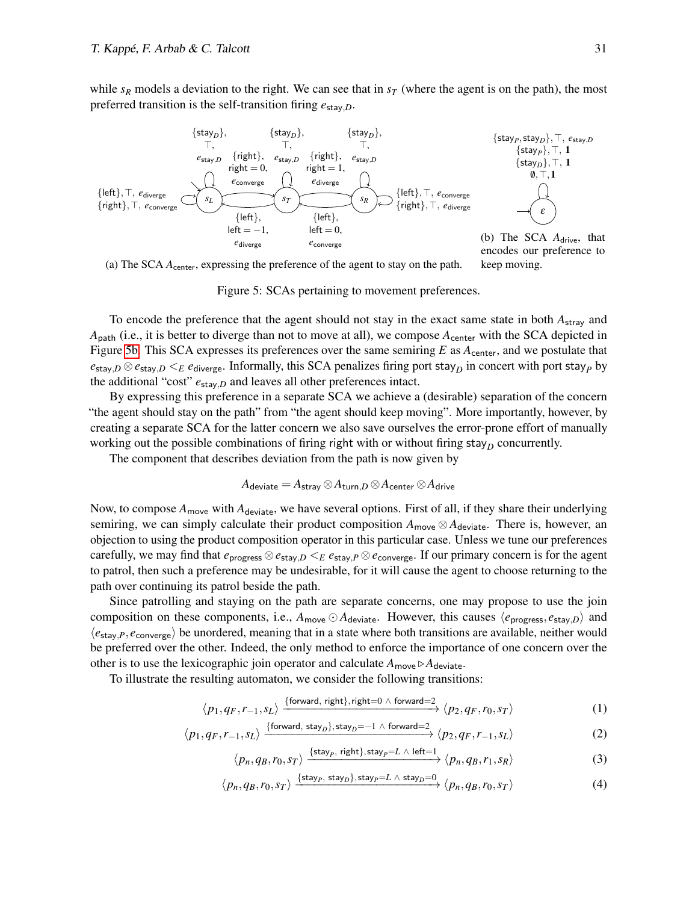while $s_R$ models a deviation to the right. We can see that in $s_T$ (where the agent is on the path), the most preferred transition is the self-transition firing $e_{\mathsf{stay},D}$.

(a) The SCA $A_{\mathsf{center}}$, expressing the preference of the agent to stay on the path.

(b) The SCA $A_{\mathsf{drive}}$, that encodes our preference to keep moving.

Figure 5: SCAs pertaining to movement preferences.

To encode the preference that the agent should not stay in the exact same state in both $A_{\mathsf{stray}}$ and $A_{\mathsf{path}}$ (i.e., it is better to diverge than not to move at all), we compose $A_{\mathsf{center}}$ with the SCA depicted in Figure 5b. This SCA expresses its preferences over the same semiring $E$ as $A_{\mathsf{center}}$, and we postulate that $e_{\mathsf{stay},D} \otimes e_{\mathsf{stay},D} <_E e_{\mathsf{diverge}}$. Informally, this SCA penalizes firing port $\mathsf{stay}_D$ in concert with port $\mathsf{stay}_P$ by the additional "cost" $e_{\mathsf{stay},D}$ and leaves all other preferences intact.

By expressing this preference in a separate SCA we achieve a (desirable) separation of the concern "the agent should stay on the path" from "the agent should keep moving". More importantly, however, by creating a separate SCA for the latter concern we also save ourselves the error-prone effort of manually working out the possible combinations of firing $\mathsf{right}$ with or without firing $\mathsf{stay}_D$ concurrently.

The component that describes deviation from the path is now given by

$$A_{\mathsf{deviate}} = A_{\mathsf{stray}} \otimes A_{\mathsf{turn},D} \otimes A_{\mathsf{center}} \otimes A_{\mathsf{drive}}$$

Now, to compose $A_{\mathsf{move}}$ with $A_{\mathsf{deviate}}$, we have several options. First of all, if they share their underlying semiring, we can simply calculate their product composition $A_{\mathsf{move}} \otimes A_{\mathsf{deviate}}$. There is, however, an objection to using the product composition operator in this particular case. Unless we tune our preferences carefully, we may find that $e_{\mathsf{progress}} \otimes e_{\mathsf{stay},D} <_E e_{\mathsf{stay},P} \otimes e_{\mathsf{converge}}$. If our primary concern is for the agent to patrol, then such a preference may be undesirable, for it will cause the agent to choose returning to the path over continuing its patrol beside the path.

Since patrolling and staying on the path are separate concerns, one may propose to use the join composition on these components, i.e., $A_{\mathsf{move}} \odot A_{\mathsf{deviate}}$. However, this causes $\langle e_{\mathsf{progress}}, e_{\mathsf{stay},D} \rangle$ and $\langle e_{\mathsf{stay},P}, e_{\mathsf{converge}} \rangle$ be unordered, meaning that in a state where both transitions are available, neither would be preferred over the other. Indeed, the only method to enforce the importance of one concern over the other is to use the lexicographic join operator and calculate $A_{\mathsf{move}} \rhd A_{\mathsf{deviate}}$.

To illustrate the resulting automaton, we consider the following transitions:

$$\langle p_1, q_F, r_{-1}, s_L \rangle \xrightarrow{\{\mathsf{forward},\ \mathsf{right}\},\, \mathsf{right}=0\ \wedge\ \mathsf{forward}=2} \langle p_2, q_F, r_0, s_T \rangle \tag{1}$$

$$\langle p_1, q_F, r_{-1}, s_L \rangle \xrightarrow{\{\mathsf{forward},\ \mathsf{stay}_D\},\, \mathsf{stay}_D=-1\ \wedge\ \mathsf{forward}=2} \langle p_2, q_F, r_{-1}, s_L \rangle \tag{2}$$

$$\langle p_n, q_B, r_0, s_T \rangle \xrightarrow{\{\mathsf{stay}_P,\ \mathsf{right}\},\, \mathsf{stay}_P=L\ \wedge\ \mathsf{left}=1} \langle p_n, q_B, r_1, s_R \rangle \tag{3}$$

$$\langle p_n, q_B, r_0, s_T \rangle \xrightarrow{\{\mathsf{stay}_P,\ \mathsf{stay}_D\},\, \mathsf{stay}_P=L\ \wedge\ \mathsf{stay}_D=0} \langle p_n, q_B, r_0, s_T \rangle \tag{4}$$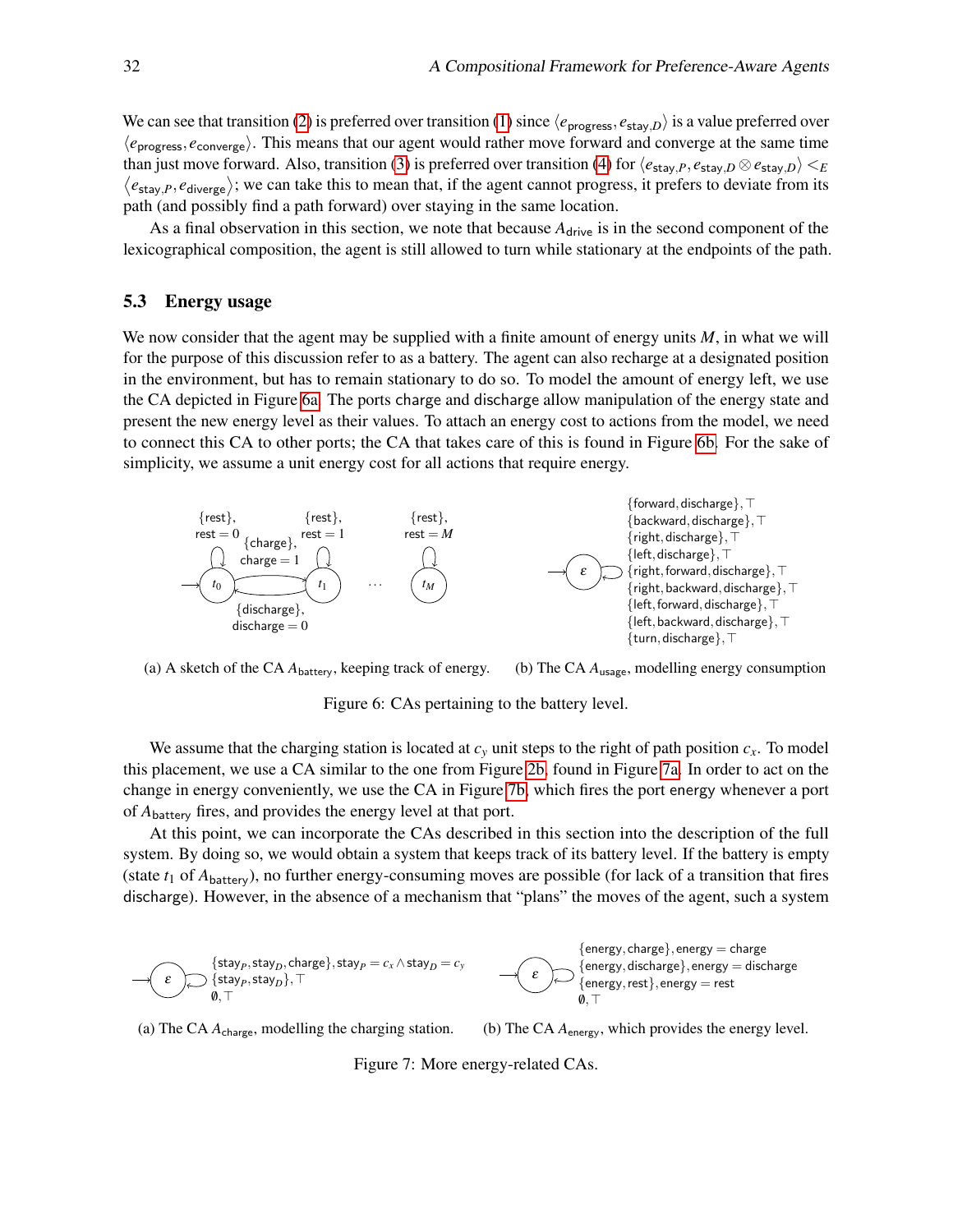We can see that transition (2) is preferred over transition (1) since $\langle e_{\mathsf{progress}}, e_{\mathsf{stay},D}\rangle$ is a value preferred over $\langle e_{\mathsf{progress}}, e_{\mathsf{converge}}\rangle$. This means that our agent would rather move forward and converge at the same time than just move forward. Also, transition (3) is preferred over transition (4) for $\langle e_{\mathsf{stay},P}, e_{\mathsf{stay},D} \otimes e_{\mathsf{stay},D}\rangle <_E \langle e_{\mathsf{stay},P}, e_{\mathsf{diverge}}\rangle$; we can take this to mean that, if the agent cannot progress, it prefers to deviate from its path (and possibly find a path forward) over staying in the same location.

As a final observation in this section, we note that because $A_{\mathsf{drive}}$ is in the second component of the lexicographical composition, the agent is still allowed to turn while stationary at the endpoints of the path.

### 5.3 Energy usage

We now consider that the agent may be supplied with a finite amount of energy units $M$, in what we will for the purpose of this discussion refer to as a battery. The agent can also recharge at a designated position in the environment, but has to remain stationary to do so. To model the amount of energy left, we use the CA depicted in Figure 6a. The ports charge and discharge allow manipulation of the energy state and present the new energy level as their values. To attach an energy cost to actions from the model, we need to connect this CA to other ports; the CA that takes care of this is found in Figure 6b. For the sake of simplicity, we assume a unit energy cost for all actions that require energy.

(a) A sketch of the CA $A_{\mathsf{battery}}$, keeping track of energy. (b) The CA $A_{\mathsf{usage}}$, modelling energy consumption

Figure 6: CAs pertaining to the battery level.

We assume that the charging station is located at $c_y$ unit steps to the right of path position $c_x$. To model this placement, we use a CA similar to the one from Figure 2b, found in Figure 7a. In order to act on the change in energy conveniently, we use the CA in Figure 7b, which fires the port energy whenever a port of $A_{\mathsf{battery}}$ fires, and provides the energy level at that port.

At this point, we can incorporate the CAs described in this section into the description of the full system. By doing so, we would obtain a system that keeps track of its battery level. If the battery is empty (state $t_1$ of $A_{\mathsf{battery}}$), no further energy-consuming moves are possible (for lack of a transition that fires discharge). However, in the absence of a mechanism that "plans" the moves of the agent, such a system

(a) The CA $A_{\mathsf{charge}}$, modelling the charging station. (b) The CA $A_{\mathsf{energy}}$, which provides the energy level.

Figure 7: More energy-related CAs.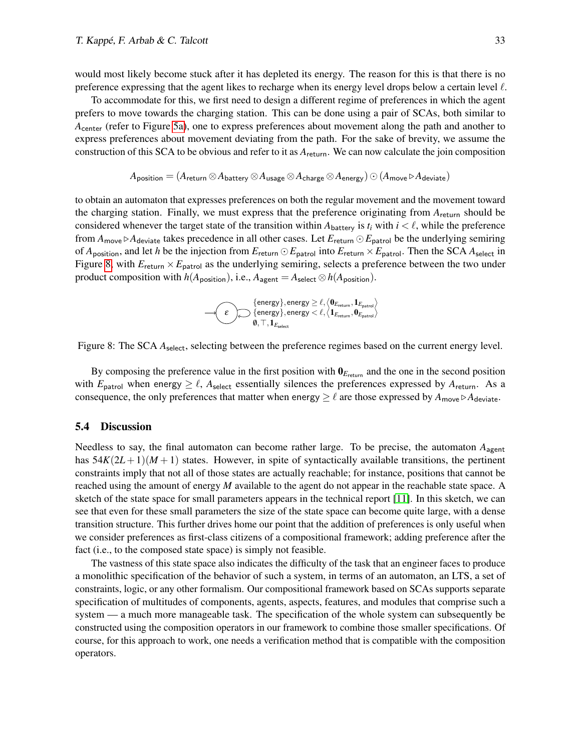would most likely become stuck after it has depleted its energy. The reason for this is that there is no preference expressing that the agent likes to recharge when its energy level drops below a certain level $\ell$.

To accommodate for this, we first need to design a different regime of preferences in which the agent prefers to move towards the charging station. This can be done using a pair of SCAs, both similar to $A_{\mathsf{center}}$ (refer to Figure 5a), one to express preferences about movement along the path and another to express preferences about movement deviating from the path. For the sake of brevity, we assume the construction of this SCA to be obvious and refer to it as $A_{\mathsf{return}}$. We can now calculate the join composition

$$A_{\mathsf{position}} = (A_{\mathsf{return}} \otimes A_{\mathsf{battery}} \otimes A_{\mathsf{usage}} \otimes A_{\mathsf{charge}} \otimes A_{\mathsf{energy}}) \odot (A_{\mathsf{move}} \triangleright A_{\mathsf{deviate}})$$

to obtain an automaton that expresses preferences on both the regular movement and the movement toward the charging station. Finally, we must express that the preference originating from $A_{\mathsf{return}}$ should be considered whenever the target state of the transition within $A_{\mathsf{battery}}$ is $t_i$ with $i < \ell$, while the preference from $A_{\mathsf{move}} \triangleright A_{\mathsf{deviate}}$ takes precedence in all other cases. Let $E_{\mathsf{return}} \odot E_{\mathsf{patrol}}$ be the underlying semiring of $A_{\mathsf{position}}$, and let $h$ be the injection from $E_{\mathsf{return}} \odot E_{\mathsf{patrol}}$ into $E_{\mathsf{return}} \times E_{\mathsf{patrol}}$. Then the SCA $A_{\mathsf{select}}$ in Figure 8, with $E_{\mathsf{return}} \times E_{\mathsf{patrol}}$ as the underlying semiring, selects a preference between the two under product composition with $h(A_{\mathsf{position}})$, i.e., $A_{\mathsf{agent}} = A_{\mathsf{select}} \otimes h(A_{\mathsf{position}})$.

$$\longrightarrow (\varepsilon) \circlearrowleft \quad \begin{array}{l} \{\mathsf{energy}\}, \mathsf{energy} \geq \ell, \langle \mathbf{0}_{E_{\mathsf{return}}}, \mathbf{1}_{E_{\mathsf{patrol}}} \rangle \\ \{\mathsf{energy}\}, \mathsf{energy} < \ell, \langle \mathbf{1}_{E_{\mathsf{return}}}, \mathbf{0}_{E_{\mathsf{patrol}}} \rangle \\ \emptyset, \top, \mathbf{1}_{E_{\mathsf{select}}} \end{array}$$

Figure 8: The SCA $A_{\mathsf{select}}$, selecting between the preference regimes based on the current energy level.

By composing the preference value in the first position with $\mathbf{0}_{E_{\mathsf{return}}}$ and the one in the second position with $E_{\mathsf{patrol}}$ when energy $\geq \ell$, $A_{\mathsf{select}}$ essentially silences the preferences expressed by $A_{\mathsf{return}}$. As a consequence, the only preferences that matter when energy $\geq \ell$ are those expressed by $A_{\mathsf{move}} \triangleright A_{\mathsf{deviate}}$.

### 5.4 Discussion

Needless to say, the final automaton can become rather large. To be precise, the automaton $A_{\mathsf{agent}}$ has $54K(2L+1)(M+1)$ states. However, in spite of syntactically available transitions, the pertinent constraints imply that not all of those states are actually reachable; for instance, positions that cannot be reached using the amount of energy $M$ available to the agent do not appear in the reachable state space. A sketch of the state space for small parameters appears in the technical report [11]. In this sketch, we can see that even for these small parameters the size of the state space can become quite large, with a dense transition structure. This further drives home our point that the addition of preferences is only useful when we consider preferences as first-class citizens of a compositional framework; adding preference after the fact (i.e., to the composed state space) is simply not feasible.

The vastness of this state space also indicates the difficulty of the task that an engineer faces to produce a monolithic specification of the behavior of such a system, in terms of an automaton, an LTS, a set of constraints, logic, or any other formalism. Our compositional framework based on SCAs supports separate specification of multitudes of components, agents, aspects, features, and modules that comprise such a system — a much more manageable task. The specification of the whole system can subsequently be constructed using the composition operators in our framework to combine those smaller specifications. Of course, for this approach to work, one needs a verification method that is compatible with the composition operators.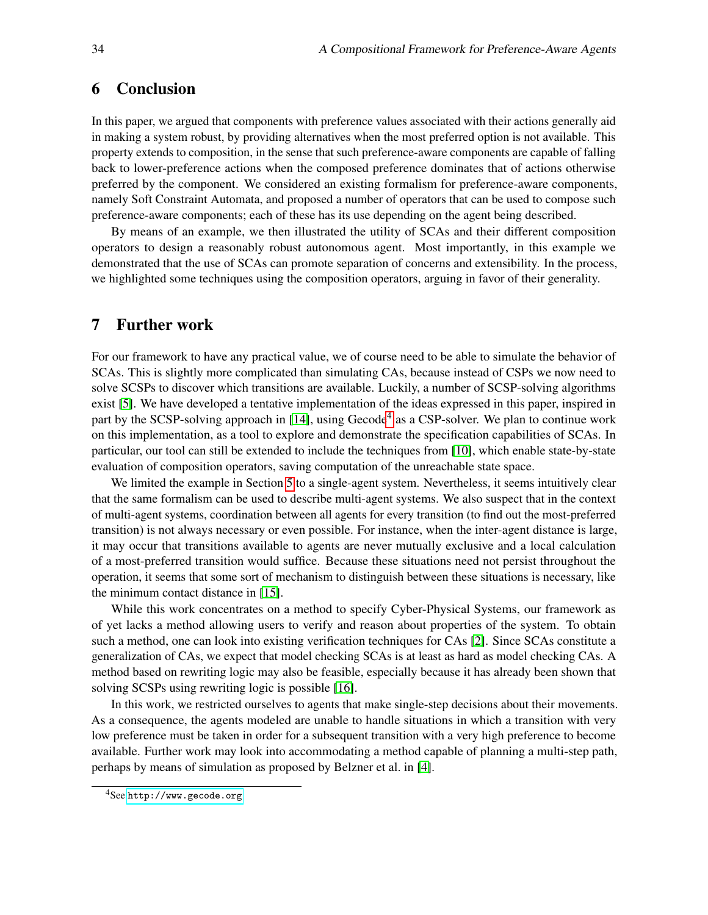## 6 Conclusion

In this paper, we argued that components with preference values associated with their actions generally aid in making a system robust, by providing alternatives when the most preferred option is not available. This property extends to composition, in the sense that such preference-aware components are capable of falling back to lower-preference actions when the composed preference dominates that of actions otherwise preferred by the component. We considered an existing formalism for preference-aware components, namely Soft Constraint Automata, and proposed a number of operators that can be used to compose such preference-aware components; each of these has its use depending on the agent being described.

By means of an example, we then illustrated the utility of SCAs and their different composition operators to design a reasonably robust autonomous agent. Most importantly, in this example we demonstrated that the use of SCAs can promote separation of concerns and extensibility. In the process, we highlighted some techniques using the composition operators, arguing in favor of their generality.

## 7 Further work

For our framework to have any practical value, we of course need to be able to simulate the behavior of SCAs. This is slightly more complicated than simulating CAs, because instead of CSPs we now need to solve SCSPs to discover which transitions are available. Luckily, a number of SCSP-solving algorithms exist [5]. We have developed a tentative implementation of the ideas expressed in this paper, inspired in part by the SCSP-solving approach in [14], using Gecode[4] as a CSP-solver. We plan to continue work on this implementation, as a tool to explore and demonstrate the specification capabilities of SCAs. In particular, our tool can still be extended to include the techniques from [10], which enable state-by-state evaluation of composition operators, saving computation of the unreachable state space.

We limited the example in Section 5 to a single-agent system. Nevertheless, it seems intuitively clear that the same formalism can be used to describe multi-agent systems. We also suspect that in the context of multi-agent systems, coordination between all agents for every transition (to find out the most-preferred transition) is not always necessary or even possible. For instance, when the inter-agent distance is large, it may occur that transitions available to agents are never mutually exclusive and a local calculation of a most-preferred transition would suffice. Because these situations need not persist throughout the operation, it seems that some sort of mechanism to distinguish between these situations is necessary, like the minimum contact distance in [15].

While this work concentrates on a method to specify Cyber-Physical Systems, our framework as of yet lacks a method allowing users to verify and reason about properties of the system. To obtain such a method, one can look into existing verification techniques for CAs [2]. Since SCAs constitute a generalization of CAs, we expect that model checking SCAs is at least as hard as model checking CAs. A method based on rewriting logic may also be feasible, especially because it has already been shown that solving SCSPs using rewriting logic is possible [16].

In this work, we restricted ourselves to agents that make single-step decisions about their movements. As a consequence, the agents modeled are unable to handle situations in which a transition with very low preference must be taken in order for a subsequent transition with a very high preference to become available. Further work may look into accommodating a method capable of planning a multi-step path, perhaps by means of simulation as proposed by Belzner et al. in [4].

[4] See http://www.gecode.org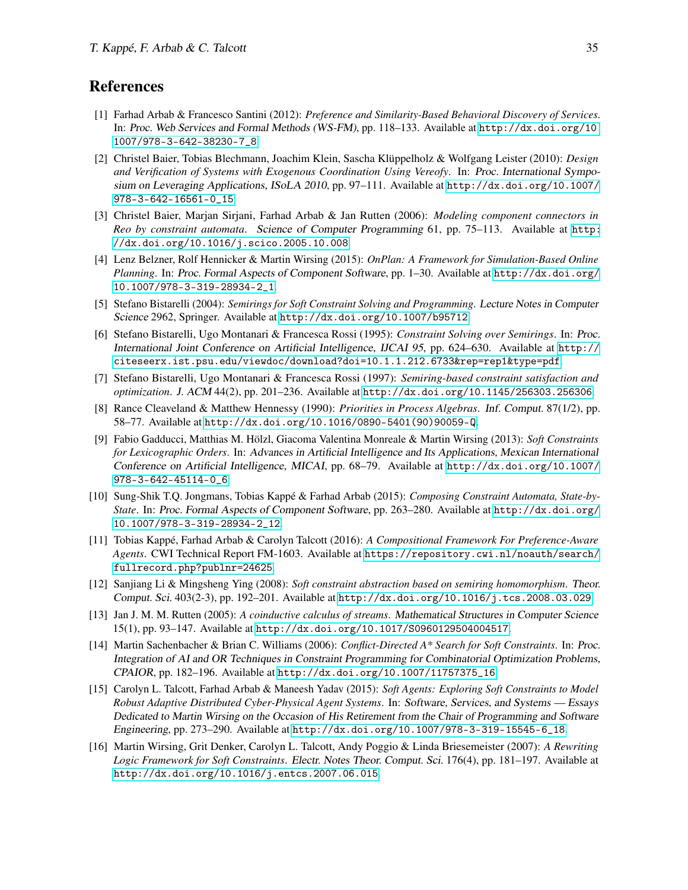# References

[1] Farhad Arbab & Francesco Santini (2012): *Preference and Similarity-Based Behavioral Discovery of Services*. In: Proc. Web Services and Formal Methods (WS-FM), pp. 118–133. Available at http://dx.doi.org/10.1007/978-3-642-38230-7_8.

[2] Christel Baier, Tobias Blechmann, Joachim Klein, Sascha Klüppelholz & Wolfgang Leister (2010): *Design and Verification of Systems with Exogenous Coordination Using Vereofy*. In: Proc. International Symposium on Leveraging Applications, ISoLA 2010, pp. 97–111. Available at http://dx.doi.org/10.1007/978-3-642-16561-0_15.

[3] Christel Baier, Marjan Sirjani, Farhad Arbab & Jan Rutten (2006): *Modeling component connectors in Reo by constraint automata*. Science of Computer Programming 61, pp. 75–113. Available at http://dx.doi.org/10.1016/j.scico.2005.10.008.

[4] Lenz Belzner, Rolf Hennicker & Martin Wirsing (2015): *OnPlan: A Framework for Simulation-Based Online Planning*. In: Proc. Formal Aspects of Component Software, pp. 1–30. Available at http://dx.doi.org/10.1007/978-3-319-28934-2_1.

[5] Stefano Bistarelli (2004): *Semirings for Soft Constraint Solving and Programming*. Lecture Notes in Computer Science 2962, Springer. Available at http://dx.doi.org/10.1007/b95712.

[6] Stefano Bistarelli, Ugo Montanari & Francesca Rossi (1995): *Constraint Solving over Semirings*. In: Proc. International Joint Conference on Artificial Intelligence, IJCAI 95, pp. 624–630. Available at http://citeseerx.ist.psu.edu/viewdoc/download?doi=10.1.1.212.6733&rep=rep1&type=pdf.

[7] Stefano Bistarelli, Ugo Montanari & Francesca Rossi (1997): *Semiring-based constraint satisfaction and optimization*. J. ACM 44(2), pp. 201–236. Available at http://dx.doi.org/10.1145/256303.256306.

[8] Rance Cleaveland & Matthew Hennessy (1990): *Priorities in Process Algebras*. Inf. Comput. 87(1/2), pp. 58–77. Available at http://dx.doi.org/10.1016/0890-5401(90)90059-Q.

[9] Fabio Gadducci, Matthias M. Hölzl, Giacoma Valentina Monreale & Martin Wirsing (2013): *Soft Constraints for Lexicographic Orders*. In: Advances in Artificial Intelligence and Its Applications, Mexican International Conference on Artificial Intelligence, MICAI, pp. 68–79. Available at http://dx.doi.org/10.1007/978-3-642-45114-0_6.

[10] Sung-Shik T.Q. Jongmans, Tobias Kappé & Farhad Arbab (2015): *Composing Constraint Automata, State-by-State*. In: Proc. Formal Aspects of Component Software, pp. 263–280. Available at http://dx.doi.org/10.1007/978-3-319-28934-2_12.

[11] Tobias Kappé, Farhad Arbab & Carolyn Talcott (2016): *A Compositional Framework For Preference-Aware Agents*. CWI Technical Report FM-1603. Available at https://repository.cwi.nl/noauth/search/fullrecord.php?publnr=24625.

[12] Sanjiang Li & Mingsheng Ying (2008): *Soft constraint abstraction based on semiring homomorphism*. Theor. Comput. Sci. 403(2-3), pp. 192–201. Available at http://dx.doi.org/10.1016/j.tcs.2008.03.029.

[13] Jan J. M. M. Rutten (2005): *A coinductive calculus of streams*. Mathematical Structures in Computer Science 15(1), pp. 93–147. Available at http://dx.doi.org/10.1017/S0960129504004517.

[14] Martin Sachenbacher & Brian C. Williams (2006): *Conflict-Directed A\* Search for Soft Constraints*. In: Proc. Integration of AI and OR Techniques in Constraint Programming for Combinatorial Optimization Problems, CPAIOR, pp. 182–196. Available at http://dx.doi.org/10.1007/11757375_16.

[15] Carolyn L. Talcott, Farhad Arbab & Maneesh Yadav (2015): *Soft Agents: Exploring Soft Constraints to Model Robust Adaptive Distributed Cyber-Physical Agent Systems*. In: Software, Services, and Systems — Essays Dedicated to Martin Wirsing on the Occasion of His Retirement from the Chair of Programming and Software Engineering, pp. 273–290. Available at http://dx.doi.org/10.1007/978-3-319-15545-6_18.

[16] Martin Wirsing, Grit Denker, Carolyn L. Talcott, Andy Poggio & Linda Briesemeister (2007): *A Rewriting Logic Framework for Soft Constraints*. Electr. Notes Theor. Comput. Sci. 176(4), pp. 181–197. Available at http://dx.doi.org/10.1016/j.entcs.2007.06.015.